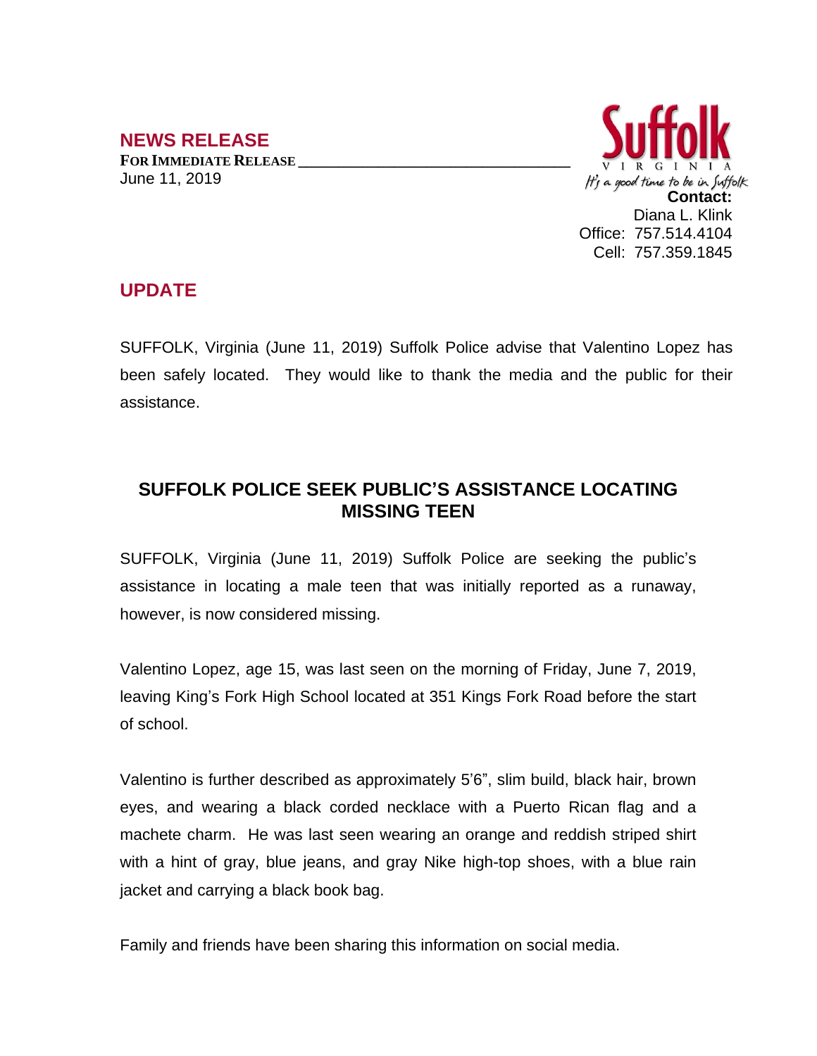## NEWS RELEASE

**FOR IMMEDIATE RELEASE**

June 11, 2019

Suffolk
VIRGINIA
It's a good time to be in Suffolk

**Contact:**
Diana L. Klink
Office: 757.514.4104
Cell: 757.359.1845

## UPDATE

SUFFOLK, Virginia (June 11, 2019) Suffolk Police advise that Valentino Lopez has been safely located. They would like to thank the media and the public for their assistance.

# SUFFOLK POLICE SEEK PUBLIC'S ASSISTANCE LOCATING MISSING TEEN

SUFFOLK, Virginia (June 11, 2019) Suffolk Police are seeking the public's assistance in locating a male teen that was initially reported as a runaway, however, is now considered missing.

Valentino Lopez, age 15, was last seen on the morning of Friday, June 7, 2019, leaving King's Fork High School located at 351 Kings Fork Road before the start of school.

Valentino is further described as approximately 5'6", slim build, black hair, brown eyes, and wearing a black corded necklace with a Puerto Rican flag and a machete charm. He was last seen wearing an orange and reddish striped shirt with a hint of gray, blue jeans, and gray Nike high-top shoes, with a blue rain jacket and carrying a black book bag.

Family and friends have been sharing this information on social media.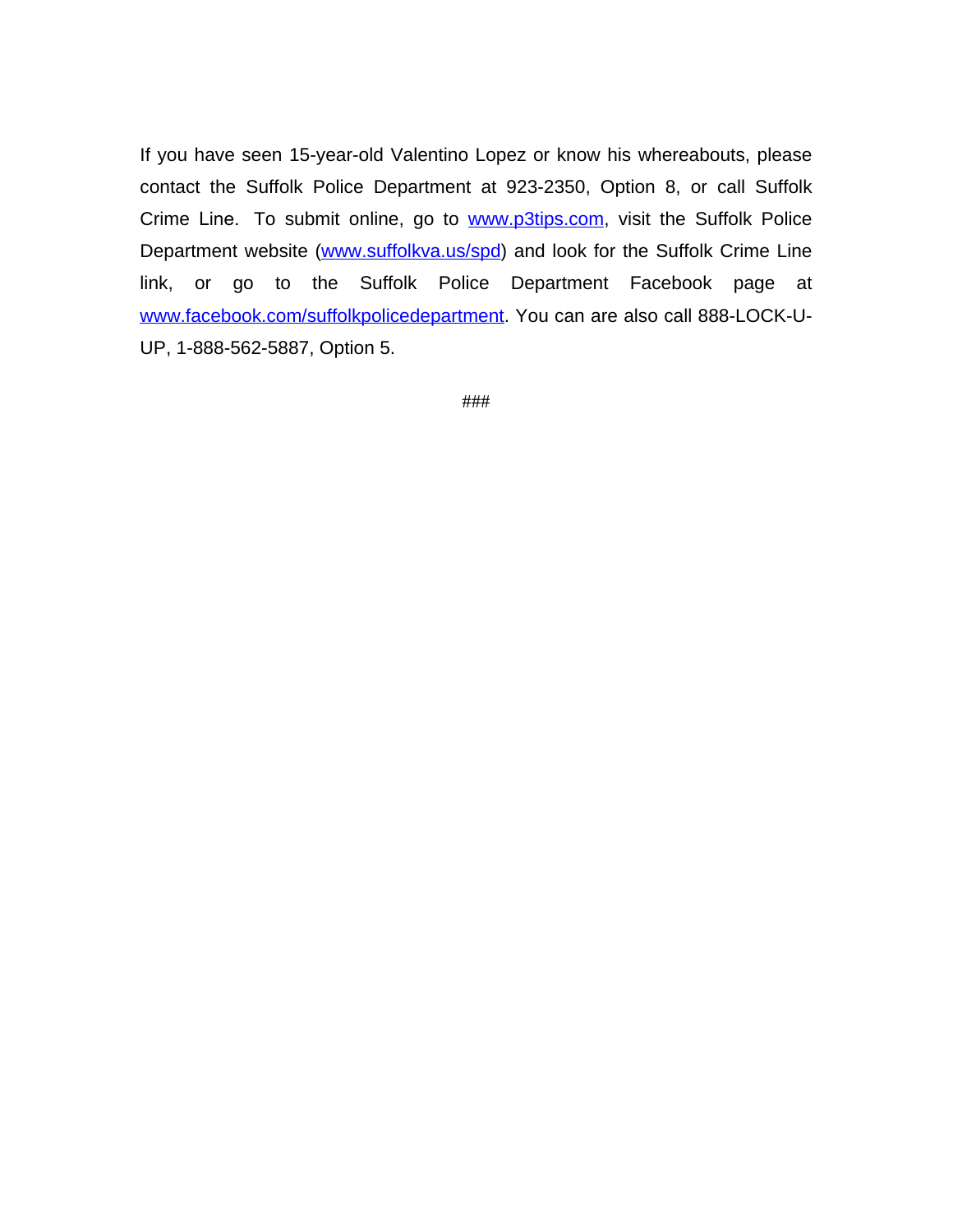If you have seen 15-year-old Valentino Lopez or know his whereabouts, please contact the Suffolk Police Department at 923-2350, Option 8, or call Suffolk Crime Line. To submit online, go to www.p3tips.com, visit the Suffolk Police Department website (www.suffolkva.us/spd) and look for the Suffolk Crime Line link, or go to the Suffolk Police Department Facebook page at www.facebook.com/suffolkpolicedepartment. You can are also call 888-LOCK-U-UP, 1-888-562-5887, Option 5.

###